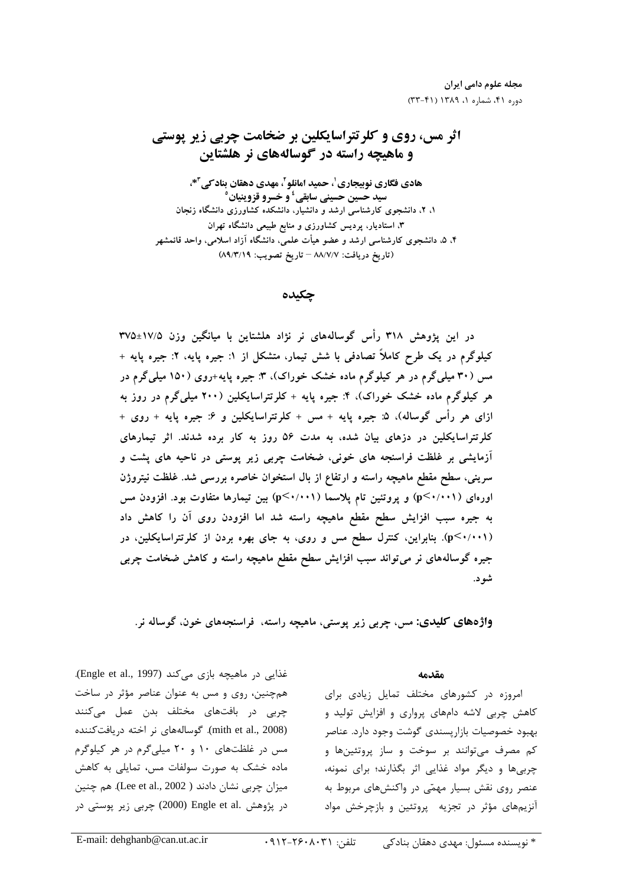# اثر مس، روی و کلرتتراسایکلین بر ضخامت چربی زیر پوستی و ماهیچه راسته در گوساله‌های نر هلشتاین

**هادی فگاری نوبیجاری[1]، حمید امانلو[2]، مهدی دهقان بنادکی[3]*، سید حسین حسینی سابقی[4] و خسرو قزوینیان[5]**

۱، ۲، دانشجوی کارشناسی ارشد و دانشیار، دانشکده کشاورزی دانشگاه زنجان

۳، استادیار، پردیس کشاورزی و منابع طبیعی دانشگاه تهران

۴، ۵، دانشجوی کارشناسی ارشد و عضو هیأت علمی، دانشگاه آزاد اسلامی، واحد قائمشهر

(تاریخ دریافت: ۸۸/۷/۷ – تاریخ تصویب: ۸۹/۳/۱۹)

## چکیده

**در این پژوهش ۳۱۸ رأس گوساله‌های نر نژاد هلشتاین با میانگین وزن ۱۷/۵±۳۷۵ کیلوگرم در یک طرح کاملاً تصادفی با شش تیمار، متشکل از ۱: جیره پایه، ۲: جیره پایه + مس (۳۰ میلی‌گرم در هر کیلوگرم ماده خشک خوراک)، ۳: جیره پایه+روی (۱۵۰ میلی‌گرم در هر کیلوگرم ماده خشک خوراک)، ۴: جیره پایه + کلرتتراسایکلین (۲۰۰ میلی‌گرم در روز به ازای هر رأس گوساله)، ۵: جیره پایه + مس + کلرتتراسایکلین و ۶: جیره پایه + روی + کلرتتراسایکلین در دزهای بیان شده، به مدت ۵۶ روز به کار برده شدند. اثر تیمارهای آزمایشی بر غلظت فراسنجه های خونی، ضخامت چربی زیر پوستی در ناحیه های پشت و سرینی، سطح مقطع ماهیچه راسته و ارتفاع از بال استخوان خاصره بررسی شد. غلظت نیتروژن اوره‌ای ($p<0/001$) و پروتئین تام پلاسما ($p<0/001$) بین تیمارها متفاوت بود. افزودن مس به جیره سبب افزایش سطح مقطع ماهیچه راسته شد اما افزودن روی آن را کاهش داد ($p<0/001$). بنابراین، کنترل سطح مس و روی، به جای بهره بردن از کلرتتراسایکلین، در جیره گوساله‌های نر می‌تواند سبب افزایش سطح مقطع ماهیچه راسته و کاهش ضخامت چربی شود.**

**واژه‌های کلیدی:** مس، چربی زیر پوستی، ماهیچه راسته، فراسنجه‌های خون، گوساله نر.

## مقدمه

امروزه در کشورهای مختلف تمایل زیادی برای کاهش چربی لاشه دام‌های پرواری و افزایش تولید و بهبود خصوصیات بازارپسندی گوشت وجود دارد. عناصر کم مصرف می‌توانند بر سوخت و ساز پروتئین‌ها و چربی‌ها و دیگر مواد غذایی اثر بگذارند؛ برای نمونه، عنصر روی نقش بسیار مهمّی در واکنش‌های مربوط به آنزیم‌های مؤثر در تجزیه پروتئین و بازچرخش مواد غذایی در ماهیچه بازی می‌کند (Engle et al., 1997). همچنین، روی و مس به عنوان عناصر مؤثر در ساخت چربی در بافت‌های مختلف بدن عمل می‌کنند (mith et al., 2008). گوساله‌های نر اخته دریافت‌کننده مس در غلظت‌های ۱۰ و ۲۰ میلی‌گرم در هر کیلوگرم ماده خشک به صورت سولفات مس، تمایلی به کاهش میزان چربی نشان دادند (Lee et al., 2002 ). هم چنین در پژوهش Engle et al. (2000) چربی زیر پوستی در

\* نویسنده مسئول: مهدی دهقان بنادکی تلفن: ۰۹۱۲-۲۶۰۸۰۳۱ E-mail: dehghanb@can.ut.ac.ir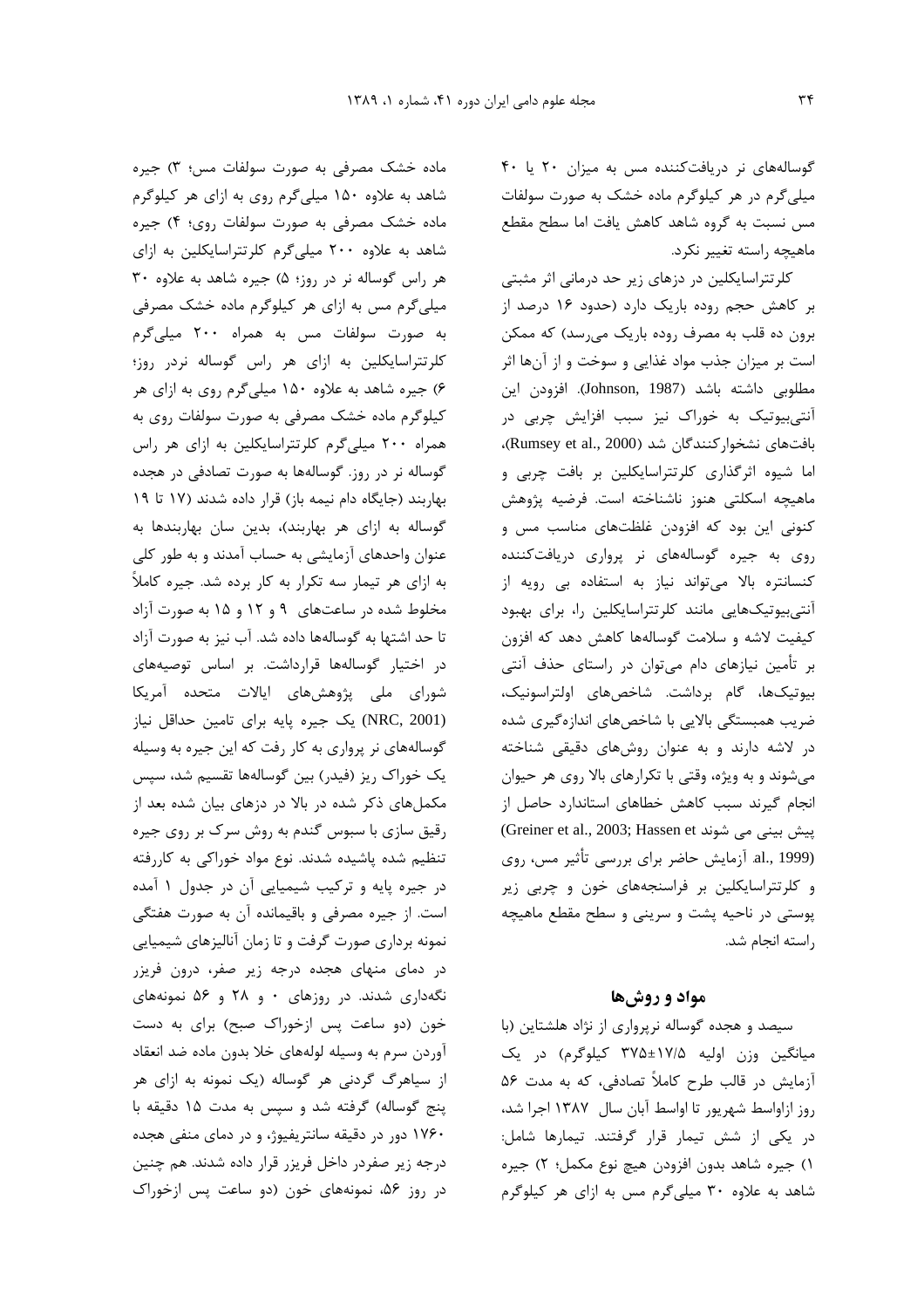گوساله‌های نر دریافت‌کننده مس به میزان ۲۰ یا ۴۰ میلی‌گرم در هر کیلوگرم ماده خشک به صورت سولفات مس نسبت به گروه شاهد کاهش یافت اما سطح مقطع ماهیچه راسته تغییر نکرد.

کلرتتراسایکلین در دزهای زیر حد درمانی اثر مثبتی بر کاهش حجم روده باریک دارد (حدود ۱۶ درصد از برون ده قلب به مصرف روده باریک می‌رسد) که ممکن است بر میزان جذب مواد غذایی و سوخت و از آن‌ها اثر مطلوبی داشته باشد (Johnson, 1987). افزودن این آنتی‌بیوتیک به خوراک نیز سبب افزایش چربی در بافت‌های نشخوارکنندگان شد (Rumsey et al., 2000)، اما شیوه اثرگذاری کلرتتراسایکلین بر بافت چربی و ماهیچه اسکلتی هنوز ناشناخته است. فرضیه پژوهش کنونی این بود که افزودن غلظت‌های مناسب مس و روی به جیره گوساله‌های نر پرواری دریافت‌کننده کنسانتره بالا می‌تواند نیاز به استفاده بی رویه از آنتی‌بیوتیک‌هایی مانند کلرتتراسایکلین را، برای بهبود کیفیت لاشه و سلامت گوساله‌ها کاهش دهد که افزون بر تأمین نیازهای دام می‌توان در راستای حذف آنتی بیوتیک‌ها، گام برداشت. شاخص‌های اولتراسونیک، ضریب همبستگی بالایی با شاخص‌های اندازه‌گیری شده در لاشه دارند و به عنوان روش‌های دقیقی شناخته می‌شوند و به ویژه، وقتی با تکرارهای بالا روی هر حیوان انجام گیرند سبب کاهش خطاهای استاندارد حاصل از پیش بینی می شوند (Greiner et al., 2003; Hassen et al., 1999). آزمایش حاضر برای بررسی تأثیر مس، روی و کلرتتراسایکلین بر فراسنجه‌های خون و چربی زیر پوستی در ناحیه پشت و سرینی و سطح مقطع ماهیچه راسته انجام شد.

## مواد و روش‌ها

سیصد و هجده گوساله نرپرواری از نژاد هلشتاین (با میانگین وزن اولیه ۱۷/۵±۳۷۵ کیلوگرم) در یک آزمایش در قالب طرح کاملاً تصادفی، که به مدت ۵۶ روز ازاواسط شهریور تا اواسط آبان سال ۱۳۸۷ اجرا شد، در یکی از شش تیمار قرار گرفتند. تیمارها شامل: ۱) جیره شاهد بدون افزودن هیچ نوع مکمل؛ ۲) جیره شاهد به علاوه ۳۰ میلی‌گرم مس به ازای هر کیلوگرم ماده خشک مصرفی به صورت سولفات مس؛ ۳) جیره شاهد به علاوه ۱۵۰ میلی‌گرم روی به ازای هر کیلوگرم ماده خشک مصرفی به صورت سولفات روی؛ ۴) جیره شاهد به علاوه ۲۰۰ میلی‌گرم کلرتتراسایکلین به ازای هر راس گوساله نر در روز؛ ۵) جیره شاهد به علاوه ۳۰ میلی‌گرم مس به ازای هر کیلوگرم ماده خشک مصرفی به صورت سولفات مس به همراه ۲۰۰ میلی‌گرم کلرتتراسایکلین به ازای هر راس گوساله نردر روز؛ ۶) جیره شاهد به علاوه ۱۵۰ میلی‌گرم روی به ازای هر کیلوگرم ماده خشک مصرفی به صورت سولفات روی به همراه ۲۰۰ میلی‌گرم کلرتتراسایکلین به ازای هر راس گوساله نر در روز. گوساله‌ها به صورت تصادفی در هجده بهاربند (جایگاه دام نیمه باز) قرار داده شدند (۱۷ تا ۱۹ گوساله به ازای هر بهاربند)، بدین سان بهاربندها به عنوان واحدهای آزمایشی به حساب آمدند و به طور کلی به ازای هر تیمار سه تکرار به کار برده شد. جیره کاملاً مخلوط شده در ساعت‌های ۹ و ۱۲ و ۱۵ به صورت آزاد تا حد اشتها به گوساله‌ها داده شد. آب نیز به صورت آزاد در اختیار گوساله‌ها قرارداشت. بر اساس توصیه‌های شورای ملی پژوهش‌های ایالات متحده آمریکا (NRC, 2001) یک جیره پایه برای تامین حداقل نیاز گوساله‌های نر پرواری به کار رفت که این جیره به وسیله یک خوراک ریز (فیدر) بین گوساله‌ها تقسیم شد، سپس مکمل‌های ذکر شده در بالا در دزهای بیان شده بعد از رقیق سازی با سبوس گندم به روش سرک بر روی جیره تنظیم شده پاشیده شدند. نوع مواد خوراکی به کاررفته در جیره پایه و ترکیب شیمیایی آن در جدول ۱ آمده است. از جیره مصرفی و باقیمانده آن به صورت هفتگی نمونه برداری صورت گرفت و تا زمان آنالیزهای شیمیایی در دمای منهای هجده درجه زیر صفر، درون فریزر نگه‌داری شدند. در روزهای ۰ و ۲۸ و ۵۶ نمونه‌های خون (دو ساعت پس ازخوراک صبح) برای به دست آوردن سرم به وسیله لوله‌های خلا بدون ماده ضد انعقاد از سیاهرگ گردنی هر گوساله (یک نمونه به ازای هر پنج گوساله) گرفته شد و سپس به مدت ۱۵ دقیقه با ۱۷۶۰ دور در دقیقه سانتریفیوژ، و در دمای منفی هجده درجه زیر صفردر داخل فریزر قرار داده شدند. هم چنین در روز ۵۶، نمونه‌های خون (دو ساعت پس ازخوراک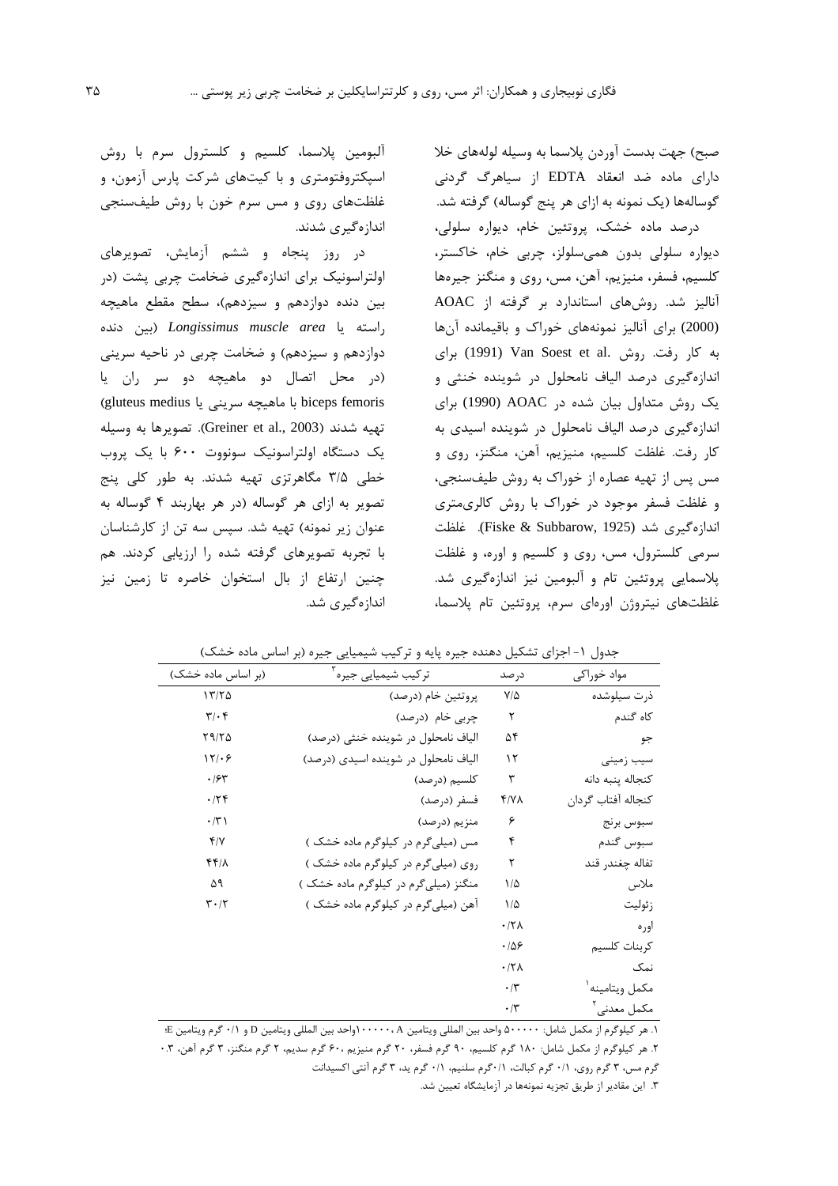صبح) جهت بدست آوردن پلاسما به وسیله لوله‌های خلا دارای ماده ضد انعقاد EDTA از سیاهرگ گردنی گوساله‌ها (یک نمونه به ازای هر پنج گوساله) گرفته شد.

درصد ماده خشک، پروتئین خام، دیواره سلولی، دیواره سلولی بدون همی‌سلولز، چربی خام، خاکستر، کلسیم، فسفر، منیزیم، آهن، مس، روی و منگنز جیره‌ها آنالیز شد. روش‌های استاندارد بر گرفته از AOAC (2000) برای آنالیز نمونه‌های خوراک و باقیمانده آن‌ها به کار رفت. روش Van Soest et al. (1991) برای اندازه‌گیری درصد الیاف نامحلول در شوینده خنثی و یک روش متداول بیان شده در AOAC (1990) برای اندازه‌گیری درصد الیاف نامحلول در شوینده اسیدی به کار رفت. غلظت کلسیم، منیزیم، آهن، منگنز، روی و مس پس از تهیه عصاره از خوراک به روش طیف‌سنجی، و غلظت فسفر موجود در خوراک با روش کالری‌متری اندازه‌گیری شد (Fiske & Subbarow, 1925). غلظت سرمی کلسترول، مس، روی و کلسیم و اوره، و غلظت پلاسمایی پروتئین تام و آلبومین نیز اندازه‌گیری شد. غلظت‌های نیتروژن اوره‌ای سرم، پروتئین تام پلاسما، آلبومین پلاسما، کلسیم و کلسترول سرم با روش اسپکتروفتومتری و با کیت‌های شرکت پارس آزمون، و غلظت‌های روی و مس سرم خون با روش طیف‌سنجی اندازه‌گیری شدند.

در روز پنجاه و ششم آزمایش، تصویرهای اولتراسونیک برای اندازه‌گیری ضخامت چربی پشت (در بین دنده دوازدهم و سیزدهم)، سطح مقطع ماهیچه راسته یا *Longissimus muscle area* (بین دنده دوازدهم و سیزدهم) و ضخامت چربی در ناحیه سرینی (در محل اتصال دو ماهیچه دو سر ران یا biceps femoris با ماهیچه سرینی یا gluteus medius) تهیه شدند (Greiner et al., 2003). تصویرها به وسیله یک دستگاه اولتراسونیک سونووت ۶۰۰ با یک پروب خطی ۳/۵ مگاهرتزی تهیه شدند. به طور کلی پنج تصویر به ازای هر گوساله (در هر بهاربند ۴ گوساله به عنوان زیر نمونه) تهیه شد. سپس سه تن از کارشناسان با تجربه تصویرهای گرفته شده را ارزیابی کردند. هم چنین ارتفاع از بال استخوان خاصره تا زمین نیز اندازه‌گیری شد.

جدول ۱- اجزای تشکیل دهنده جیره پایه و ترکیب شیمیایی جیره (بر اساس ماده خشک)

| مواد خوراکی | درصد | ترکیب شیمیایی جیره[3] | (بر اساس ماده خشک) |
|---|---|---|---|
| ذرت سیلوشده | ۷/۵ | پروتئین خام (درصد) | ۱۳/۲۵ |
| کاه گندم | ۲ | چربی خام (درصد) | ۳/۰۴ |
| جو | ۵۴ | الیاف نامحلول در شوینده خنثی (درصد) | ۲۹/۲۵ |
| سیب زمینی | ۱۲ | الیاف نامحلول در شوینده اسیدی (درصد) | ۱۲/۰۶ |
| کنجاله پنبه دانه | ۳ | کلسیم (درصد) | ۰/۶۳ |
| کنجاله آفتاب گردان | ۴/۷۸ | فسفر (درصد) | ۰/۲۴ |
| سبوس برنج | ۶ | منزیم (درصد) | ۰/۳۱ |
| سبوس گندم | ۴ | مس (میلی‌گرم در کیلوگرم ماده خشک ) | ۴/۷ |
| تفاله چغندر قند | ۲ | روی (میلی‌گرم در کیلوگرم ماده خشک ) | ۴۴/۸ |
| ملاس | ۱/۵ | منگنز (میلی‌گرم در کیلوگرم ماده خشک ) | ۵۹ |
| زئولیت | ۱/۵ | آهن (میلی‌گرم در کیلوگرم ماده خشک ) | ۳۰/۲ |
| اوره | ۰/۲۸ | | |
| کربنات کلسیم | ۰/۵۶ | | |
| نمک | ۰/۲۸ | | |
| مکمل ویتامینه[1] | ۰/۳ | | |
| مکمل معدنی[2] | ۰/۳ | | |

۱. هر کیلوگرم از مکمل شامل: ۵۰۰۰۰۰ واحد بین المللی ویتامین A، ۱۰۰۰۰۰واحد بین المللی ویتامین D و ۰/۱ گرم ویتامین E؛

۲. هر کیلوگرم از مکمل شامل: ۱۸۰ گرم کلسیم، ۹۰ گرم فسفر، ۲۰ گرم منیزیم ۶۰ گرم سدیم، ۲ گرم منگنز، ۳ گرم آهن، ۰.۳ گرم مس، ۳ گرم روی، ۰/۱ گرم کبالت، ۰/۱گرم سلنیم، ۰/۱ گرم ید، ۳ گرم آنتی اکسیدانت

۳. این مقادیر از طریق تجزیه نمونه‌ها در آزمایشگاه تعیین شد.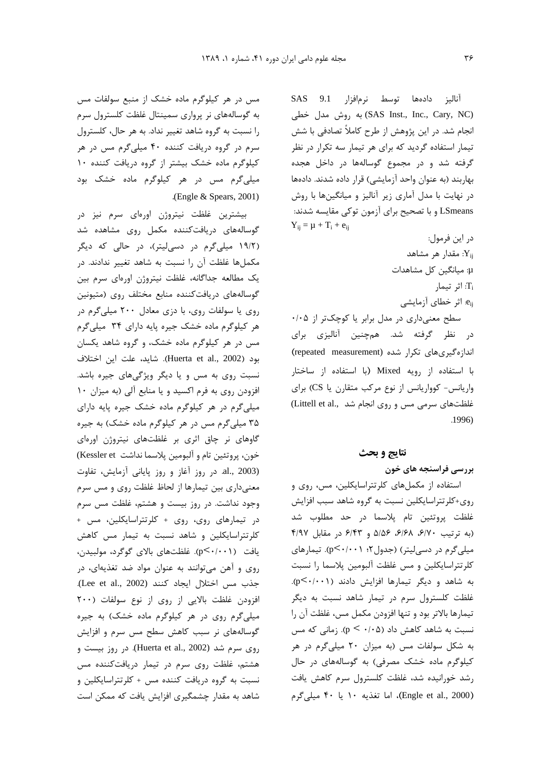آنالیز داده‌ها توسط نرم‌افزار SAS 9.1 (SAS Inst., Inc., Cary, NC) به روش مدل خطی انجام شد. در این پژوهش از طرح کاملاً تصادفی با شش تیمار استفاده گردید که برای هر تیمار سه تکرار در نظر گرفته شد و در مجموع گوساله‌ها در داخل هجده بهاربند (به عنوان واحد آزمایشی) قرار داده شدند. داده‌ها در نهایت با مدل آماری زیر آنالیز و میانگین‌ها با روش LSmeans و با تصحیح برای آزمون توکی مقایسه شدند:

$$Y_{ij} = \mu + T_i + e_{ij}$$

در این فرمول:

$Y_{ij}$: مقدار هر مشاهد

$\mu$: میانگین کل مشاهدات

$T_i$: اثر تیمار

$e_{ij}$: اثر خطای آزمایشی

سطح معنی‌داری در مدل برابر یا کوچک‌تر از ۰/۰۵ در نظر گرفته شد. هم‌چنین آنالیزی برای اندازه‌گیری‌های تکرار شده (repeated measurement) با استفاده از رویه Mixed (با استفاده از ساختار واریانس- کوواریانس از نوع مرکب متقارن یا CS) برای غلظت‌های سرمی مس و روی انجام شد (Littell et al., 1996).

## نتایج و بحث

### بررسی فراسنجه های خون

استفاده از مکمل‌های کلرتتراسایکلین، مس، روی و روی+کلرتتراسایکلین نسبت به گروه شاهد سبب افزایش غلظت پروتئین تام پلاسما در حد مطلوب شد (به ترتیب ۶/۷۰، ۶/۶۸، ۵/۵۶ و ۶/۴۳ در مقابل ۴/۹۷ میلی‌گرم در دسی‌لیتر) (جدول۲؛ $p<0/001$). تیمارهای کلرتتراسایکلین و مس غلظت آلبومین پلاسما را نسبت به شاهد و دیگر تیمارها افزایش دادند ($p<0/001$). غلظت کلسترول سرم در تیمار شاهد نسبت به دیگر تیمارها بالاتر بود و تنها افزودن مکمل مس، غلظت آن را نسبت به شاهد کاهش داد ($p < 0/05$). زمانی که مس به شکل سولفات مس (به میزان ۲۰ میلی‌گرم در هر کیلوگرم ماده خشک مصرفی) به گوساله‌های در حال رشد خورانیده شد، غلظت کلسترول سرم کاهش یافت (Engle et al., 2000)، اما تغذیه ۱۰ یا ۴۰ میلی‌گرم مس در هر کیلوگرم ماده خشک از منبع سولفات مس به گوساله‌های نر پرواری سمینتال غلظت کلسترول سرم را نسبت به گروه شاهد تغییر نداد. به هر حال، کلسترول سرم در گروه دریافت کننده ۴۰ میلی‌گرم مس در هر کیلوگرم ماده خشک بیشتر از گروه دریافت کننده ۱۰ میلی‌گرم مس در هر کیلوگرم ماده خشک بود (Engle & Spears, 2001).

بیشترین غلظت نیتروژن اوره‌ای سرم نیز در گوساله‌های دریافت‌کننده مکمل روی مشاهده شد (۱۹/۲ میلی‌گرم در دسی‌لیتر)، در حالی که دیگر مکمل‌ها غلظت آن را نسبت به شاهد تغییر ندادند. در یک مطالعه جداگانه، غلظت نیتروژن اوره‌ای سرم بین گوساله‌های دریافت‌کننده منابع مختلف روی (متیونین روی یا سولفات روی، با دزی معادل ۲۰۰ میلی‌گرم در هر کیلوگرم ماده خشک جیره پایه دارای ۳۴ میلی‌گرم مس در هر کیلوگرم ماده خشک، و گروه شاهد یکسان بود (Huerta et al., 2002). شاید، علت این اختلاف نسبت روی به مس و یا دیگر ویژگی‌های جیره باشد. افزودن روی به فرم اکسید و یا منابع آلی (به میزان ۱۰ میلی‌گرم در هر کیلوگرم ماده خشک جیره پایه دارای ۳۵ میلی‌گرم مس در هر کیلوگرم ماده خشک) به جیره گاوهای نر چاق اثری بر غلظت‌های نیتروژن اوره‌ای خون، پروتئین تام و آلبومین پلاسما نداشت (Kessler et al., 2003). در روز آغاز و روز پایانی آزمایش، تفاوت معنی‌داری بین تیمارها از لحاظ غلظت روی و مس سرم وجود نداشت. در روز بیست و هشتم، غلظت مس سرم در تیمارهای روی، روی + کلرتتراسایکلین، مس + کلرتتراسایکلین و شاهد نسبت به تیمار مس کاهش یافت ($p<0/001$). غلظت‌های بالای گوگرد، مولبیدن، روی و آهن می‌توانند به عنوان مواد ضد تغذیه‌ای، در جذب مس اختلال ایجاد کنند (Lee et al., 2002). افزودن غلظت بالایی از روی از نوع سولفات (۲۰۰ میلی‌گرم روی در هر کیلوگرم ماده خشک) به جیره گوساله‌های نر سبب کاهش سطح مس سرم و افزایش روی سرم شد (Huerta et al., 2002). در روز بیست و هشتم، غلظت روی سرم در تیمار دریافت‌کننده مس نسبت به گروه دریافت کننده مس + کلرتتراسایکلین و شاهد به مقدار چشمگیری افزایش یافت که ممکن است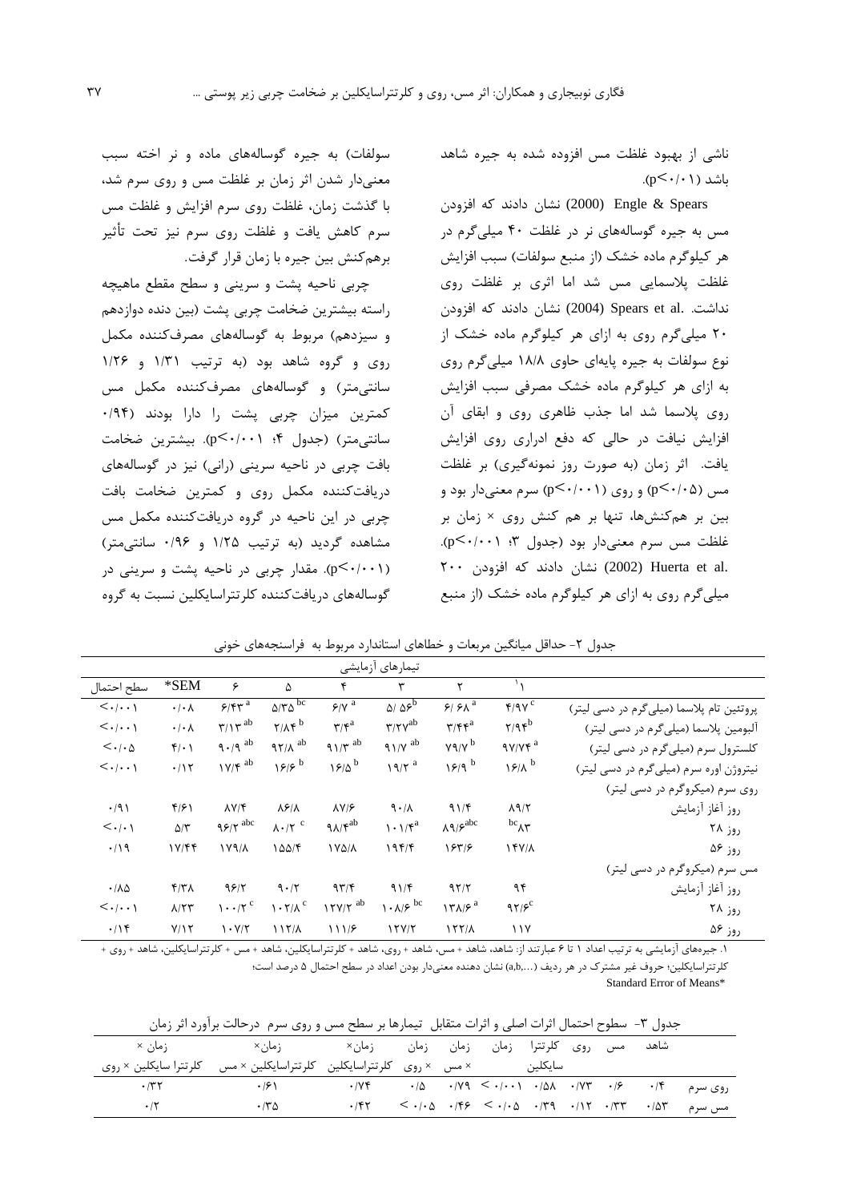ناشی از بهبود غلظت مس افزوده شده به جیره شاهد باشد (p<۰/۰۱).

Engle & Spears (2000) نشان دادند که افزودن مس به جیره گوساله‌های نر در غلظت ۴۰ میلی‌گرم در هر کیلوگرم ماده خشک (از منبع سولفات) سبب افزایش غلظت پلاسمایی مس شد اما اثری بر غلظت روی نداشت. Spears et al. (2004) نشان دادند که افزودن ۲۰ میلی‌گرم روی به ازای هر کیلوگرم ماده خشک از نوع سولفات به جیره پایه‌ای حاوی ۱۸/۸ میلی‌گرم روی به ازای هر کیلوگرم ماده خشک مصرفی سبب افزایش روی پلاسما شد اما جذب ظاهری روی و ابقای آن افزایش نیافت در حالی که دفع ادراری روی افزایش یافت. اثر زمان (به صورت روز نمونه‌گیری) بر غلظت مس (p<۰/۰۵) و روی (p<۰/۰۰۱) سرم معنی‌دار بود و بین بر هم‌کنش‌ها، تنها بر هم کنش روی × زمان بر غلظت مس سرم معنی‌دار بود (جدول ۳؛ p<۰/۰۰۱). Huerta et al. (2002) نشان دادند که افزودن ۲۰۰ میلی‌گرم روی به ازای هر کیلوگرم ماده خشک (از منبع سولفات) به جیره گوساله‌های ماده و نر اخته سبب معنی‌دار شدن اثر زمان بر غلظت مس و روی سرم شد، با گذشت زمان، غلظت روی سرم افزایش و غلظت مس سرم کاهش یافت و غلظت روی سرم نیز تحت تأثیر برهم‌کنش بین جیره با زمان قرار گرفت.

چربی ناحیه پشت و سرینی و سطح مقطع ماهیچه راسته بیشترین ضخامت چربی پشت (بین دنده دوازدهم و سیزدهم) مربوط به گوساله‌های مصرف‌کننده مکمل روی و گروه شاهد بود (به ترتیب ۱/۳۱ و ۱/۲۶ سانتی‌متر) و گوساله‌های مصرف‌کننده مکمل مس کمترین میزان چربی پشت را دارا بودند (۰/۹۴ سانتی‌متر) (جدول ۴؛ p<۰/۰۰۱). بیشترین ضخامت بافت چربی در ناحیه سرینی (رانی) نیز در گوساله‌های دریافت‌کننده مکمل روی و کمترین ضخامت بافت چربی در این ناحیه در گروه دریافت‌کننده مکمل مس مشاهده گردید (به ترتیب ۱/۲۵ و ۰/۹۶ سانتی‌متر) (p<۰/۰۰۱). مقدار چربی در ناحیه پشت و سرینی در گوساله‌های دریافت‌کننده کلرتتراسایکلین نسبت به گروه

جدول ۲- حداقل میانگین مربعات و خطاهای استاندارد مربوط به فراسنجه‌های خونی

| | تیمارهای آزمایشی | | | | | | | |
|---|---|---|---|---|---|---|---|---|
| | ۱[1] | ۲ | ۳ | ۴ | ۵ | ۶ | *SEM | سطح احتمال |
| پروتئین تام پلاسما (میلی‌گرم در دسی لیتر) | ۴/۹۷ [c] | ۶/۶۸ [a] | ۵/۵۶ [b] | ۶/۷ [a] | ۵/۳۵ [bc] | ۶/۴۳ [a] | ۰/۰۸ | <۰/۰۰۱ |
| آلبومین پلاسما (میلی‌گرم در دسی لیتر) | ۲/۹۴ [b] | ۳/۴۴ [a] | ۳/۲۷ [ab] | ۳/۴ [a] | ۲/۸۴ [b] | ۳/۱۳ [ab] | ۰/۰۸ | <۰/۰۰۱ |
| کلسترول سرم (میلی‌گرم در دسی لیتر) | ۹۷/۷۴ [a] | ۷۹/۷ [b] | ۹۱/۷ [ab] | ۹۱/۳ [ab] | ۹۲/۸ [ab] | ۹۰/۹ [ab] | ۴/۰۱ | <۰/۰۵ |
| نیتروژن اوره سرم (میلی‌گرم در دسی لیتر) | ۱۶/۸ [b] | ۱۶/۹ [b] | ۱۹/۲ [a] | ۱۶/۵ [b] | ۱۶/۶ [b] | ۱۷/۴ [ab] | ۰/۱۲ | <۰/۰۰۱ |
| روی سرم (میکروگرم در دسی لیتر) | | | | | | | | |
| روز آغاز آزمایش | ۸۹/۲ | ۹۱/۴ | ۹۰/۸ | ۸۷/۶ | ۸۶/۸ | ۸۷/۴ | ۴/۶۱ | ۰/۹۱ |
| روز ۲۸ | ۸۳ [bc] | ۸۹/۶ [abc] | ۱۰۱/۴ [a] | ۹۸/۴ [ab] | ۸۰/۲ [c] | ۹۶/۲ [abc] | ۵/۳ | <۰/۰۱ |
| روز ۵۶ | ۱۴۷/۸ | ۱۶۳/۶ | ۱۹۴/۴ | ۱۷۵/۸ | ۱۵۵/۴ | ۱۷۹/۸ | ۱۷/۴۴ | ۰/۱۹ |
| مس سرم (میکروگرم در دسی لیتر) | | | | | | | | |
| روز آغاز آزمایش | ۹۴ | ۹۲/۲ | ۹۱/۴ | ۹۳/۴ | ۹۰/۲ | ۹۶/۲ | ۴/۳۸ | ۰/۸۵ |
| روز ۲۸ | ۹۲/۶ [c] | ۱۳۸/۶ [a] | ۱۰۸/۶ [bc] | ۱۲۷/۲ [ab] | ۱۰۲/۸ [c] | ۱۰۰/۲ [c] | ۸/۲۳ | <۰/۰۰۱ |
| روز ۵۶ | ۱۱۷ | ۱۲۲/۸ | ۱۲۷/۲ | ۱۱۱/۶ | ۱۱۲/۸ | ۱۰۷/۲ | ۷/۱۲ | ۰/۱۴ |

۱. جیره‌های آزمایشی به ترتیب اعداد ۱ تا ۶ عبارتند از: شاهد، شاهد + مس، شاهد + روی، شاهد + کلرتتراسایکلین، شاهد + مس + کلرتتراسایکلین، شاهد + روی + کلرتتراسایکلین؛ حروف غیر مشترک در هر ردیف (a,b,...) نشان دهنده معنی‌دار بودن اعداد در سطح احتمال ۵ درصد است؛
Standard Error of Means*

جدول ۳- سطوح احتمال اثرات اصلی و اثرات متقابل تیمارها بر سطح مس و روی سرم درحالت برآورد اثر زمان

| | شاهد | مس | روی | کلرتترا سایکلین | زمان | زمان × مس | زمان × روی | زمان× کلرتتراسایکلین | زمان× کلرتتراسایکلین × مس | زمان × کلرتترا سایکلین × روی |
|---|---|---|---|---|---|---|---|---|---|---|
| روی سرم | ۰/۴ | ۰/۶ | ۰/۷۳ | ۰/۵۸ | <۰/۰۰۱ | ۰/۷۹ | ۰/۵ | ۰/۷۴ | ۰/۶۱ | ۰/۳۲ |
| مس سرم | ۰/۵۳ | ۰/۳۳ | ۰/۱۲ | ۰/۳۹ | <۰/۰۵ | ۰/۴۶ | <۰/۰۵ | ۰/۴۲ | ۰/۳۵ | ۰/۲ |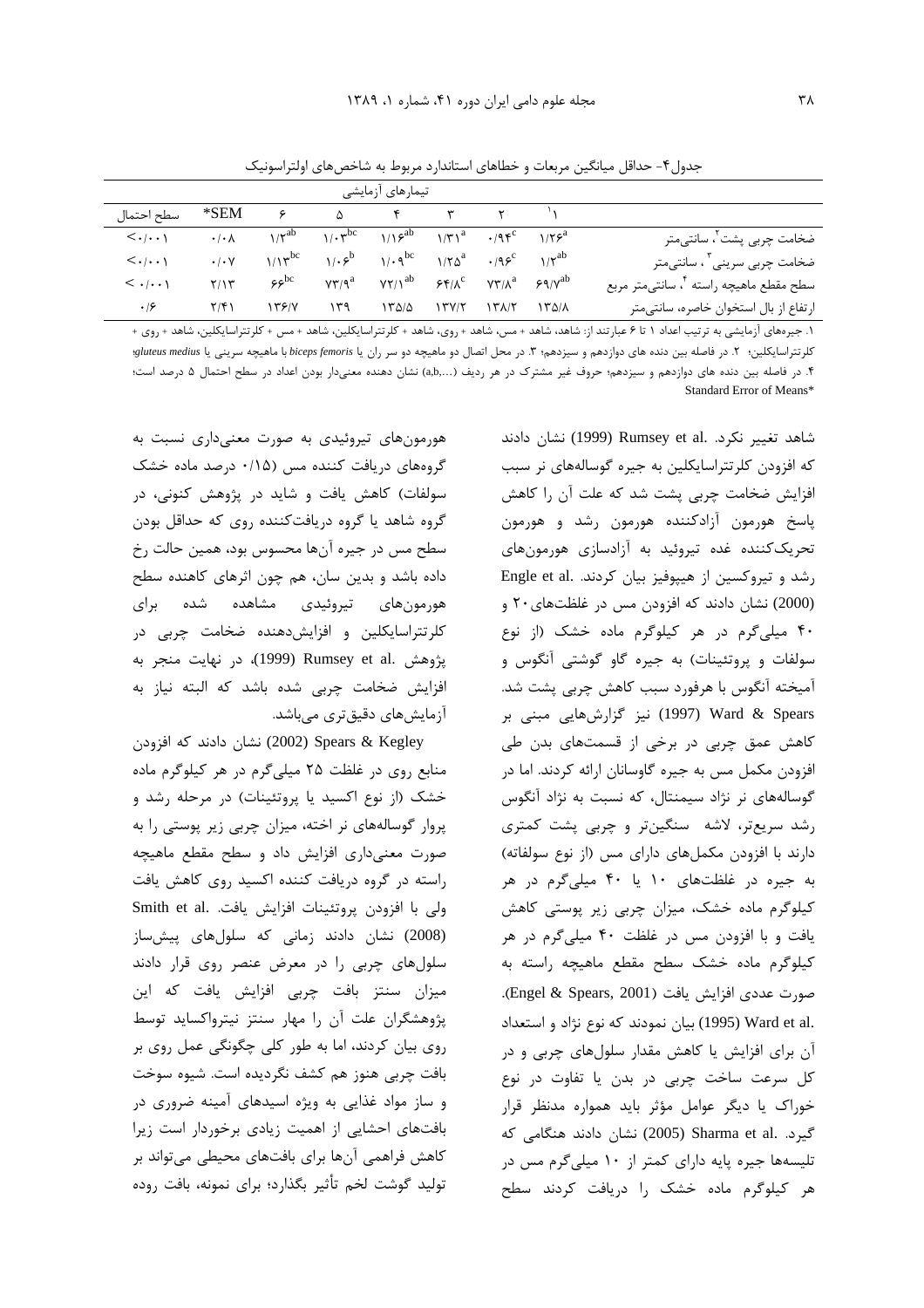جدول۴- حداقل میانگین مربعات و خطاهای استاندارد مربوط به شاخص‌های اولتراسونیک

| | تیمارهای آزمایشی | | | | | | | |
|---|---|---|---|---|---|---|---|---|
| | ۱[1] | ۲ | ۳ | ۴ | ۵ | ۶ | *SEM | سطح احتمال |
| ضخامت چربی پشت[2]، سانتی‌متر | $۱/۲۶^{a}$ | $۰/۹۴^{c}$ | $۱/۳۱^{a}$ | $۱/۱۶^{ab}$ | $۱/۰۳^{bc}$ | $۱/۲^{ab}$ | ۰/۰۸ | <۰/۰۰۱ |
| ضخامت چربی سرینی[3]، سانتی‌متر | $۱/۲^{ab}$ | $۰/۹۶^{c}$ | $۱/۲۵^{a}$ | $۱/۰۹^{bc}$ | $۱/۰۶^{b}$ | $۱/۱۳^{bc}$ | ۰/۰۷ | <۰/۰۰۱ |
| سطح مقطع ماهیچه راسته[4]، سانتی‌متر مربع | $۶۹/۷^{ab}$ | $۷۳/۸^{a}$ | $۶۴/۸^{c}$ | $۷۲/۱^{ab}$ | $۷۳/۹^{a}$ | $۶۶^{bc}$ | ۲/۱۳ | <۰/۰۰۱ |
| ارتفاع از بال استخوان خاصره، سانتی‌متر | ۱۳۵/۸ | ۱۳۸/۲ | ۱۳۷/۲ | ۱۳۵/۵ | ۱۳۹ | ۱۳۶/۷ | ۲/۴۱ | ۰/۶ |

۱. جیره‌های آزمایشی به ترتیب اعداد ۱ تا ۶ عبارتند از: شاهد، شاهد + مس، شاهد + روی، شاهد + کلرتتراسایکلین، شاهد + مس + کلرتتراسایکلین، شاهد + روی + کلرتتراسایکلین؛ ۲. در فاصله بین دنده های دوازدهم و سیزدهم؛ ۳. در محل اتصال دو ماهیچه دو سر ران یا *biceps femoris* با ماهیچه سرینی یا *gluteus medius*؛ ۴. در فاصله بین دنده های دوازدهم و سیزدهم؛ حروف غیر مشترک در هر ردیف (a,b,...) نشان دهنده معنی‌دار بودن اعداد در سطح احتمال ۵ درصد است؛ Standard Error of Means*

شاهد تغییر نکرد. Rumsey et al. (1999) نشان دادند که افزودن کلرتتراسایکلین به جیره گوساله‌های نر سبب افزایش ضخامت چربی پشت شد که علت آن را کاهش پاسخ هورمون آزادکننده هورمون رشد و هورمون تحریک‌کننده غده تیروئید به آزادسازی هورمون‌های رشد و تیروکسین از هیپوفیز بیان کردند. Engle et al. (2000) نشان دادند که افزودن مس در غلظت‌های ۲۰ و ۴۰ میلی‌گرم در هر کیلوگرم ماده خشک (از نوع سولفات و پروتئینات) به جیره گاو گوشتی آنگوس و آمیخته آنگوس با هرفورد سبب کاهش چربی پشت شد. Ward & Spears (1997) نیز گزارش‌هایی مبنی بر کاهش عمق چربی در برخی از قسمت‌های بدن طی افزودن مکمل مس به جیره گاوسانان ارائه کردند. اما در گوساله‌های نر نژاد سیمنتال، که نسبت به نژاد آنگوس رشد سریع‌تر، لاشه سنگین‌تر و چربی پشت کمتری دارند با افزودن مکمل‌های دارای مس (از نوع سولفاته) به جیره در غلظت‌های ۱۰ یا ۴۰ میلی‌گرم در هر کیلوگرم ماده خشک، میزان چربی زیر پوستی کاهش یافت و با افزودن مس در غلظت ۴۰ میلی‌گرم در هر کیلوگرم ماده خشک سطح مقطع ماهیچه راسته به صورت عددی افزایش یافت (Engel & Spears, 2001). Ward et al. (1995) بیان نمودند که نوع نژاد و استعداد آن برای افزایش یا کاهش مقدار سلول‌های چربی و در کل سرعت ساخت چربی در بدن یا تفاوت در نوع خوراک یا دیگر عوامل مؤثر باید همواره مدنظر قرار گیرد. Sharma et al. (2005) نشان دادند هنگامی که تلیسه‌ها جیره پایه دارای کمتر از ۱۰ میلی‌گرم مس در هر کیلوگرم ماده خشک را دریافت کردند سطح هورمون‌های تیروئیدی به صورت معنی‌داری نسبت به گروه‌های دریافت کننده مس (۰/۱۵ درصد ماده خشک سولفات) کاهش یافت و شاید در پژوهش کنونی، در گروه شاهد یا گروه دریافت‌کننده روی که حداقل بودن سطح مس در جیره آن‌ها محسوس بود، همین حالت رخ داده باشد و بدین سان، هم چون اثرهای کاهنده سطح هورمون‌های تیروئیدی مشاهده شده برای کلرتتراسایکلین و افزایش‌دهنده ضخامت چربی در پژوهش Rumsey et al. (1999)، در نهایت منجر به افزایش ضخامت چربی شده باشد که البته نیاز به آزمایش‌های دقیق‌تری می‌باشد.

Spears & Kegley (2002) نشان دادند که افزودن منابع روی در غلظت ۲۵ میلی‌گرم در هر کیلوگرم ماده خشک (از نوع اکسید یا پروتئینات) در مرحله رشد و پروار گوساله‌های نر اخته، میزان چربی زیر پوستی را به صورت معنی‌داری افزایش داد و سطح مقطع ماهیچه راسته در گروه دریافت کننده اکسید روی کاهش یافت ولی با افزودن پروتئینات افزایش یافت. Smith et al. (2008) نشان دادند زمانی که سلول‌های پیش‌ساز سلول‌های چربی را در معرض عنصر روی قرار دادند میزان سنتز بافت چربی افزایش یافت که این پژوهشگران علت آن را مهار سنتز نیترواکساید توسط روی بیان کردند، اما به طور کلی چگونگی عمل روی بر بافت چربی هنوز هم کشف نگردیده است. شیوه سوخت و ساز مواد غذایی به ویژه اسیدهای آمینه ضروری در بافت‌های احشایی از اهمیت زیادی برخوردار است زیرا کاهش فراهمی آن‌ها برای بافت‌های محیطی می‌تواند بر تولید گوشت لخم تأثیر بگذارد؛ برای نمونه، بافت روده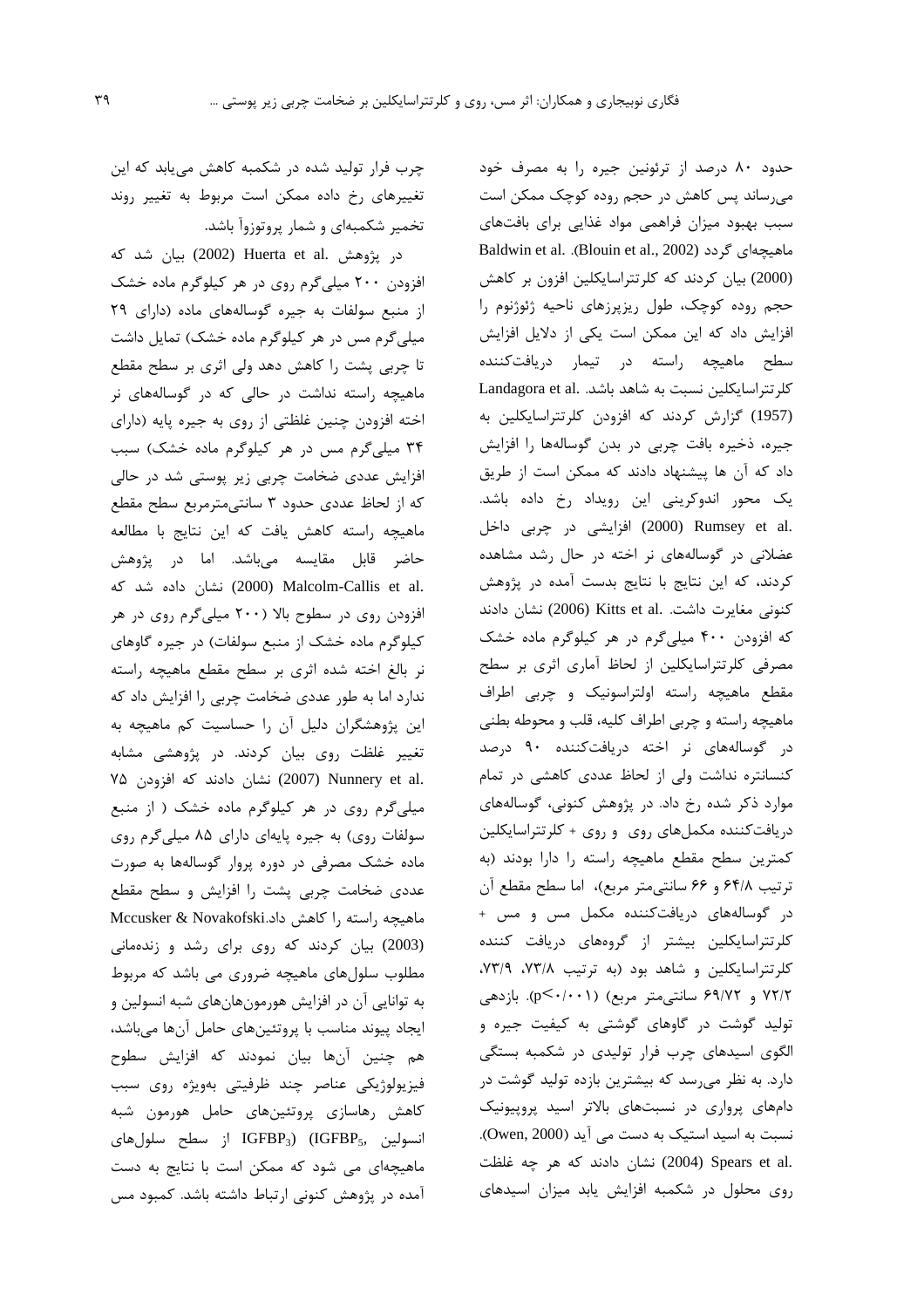حدود ۸۰ درصد از ترئونین جیره را به مصرف خود می‌رساند پس کاهش در حجم روده کوچک ممکن است سبب بهبود میزان فراهمی مواد غذایی برای بافت‌های ماهیچه‌ای گردد (Blouin et al., 2002). Baldwin et al. (2000) بیان کردند که کلرتتراسایکلین افزون بر کاهش حجم روده کوچک، طول ریزپرزهای ناحیه ژئوژنوم را افزایش داد که این ممکن است یکی از دلایل افزایش سطح ماهیچه راسته در تیمار دریافت‌کننده کلرتتراسایکلین نسبت به شاهد باشد. Landagora et al. (1957) گزارش کردند که افزودن کلرتتراسایکلین به جیره، ذخیره بافت چربی در بدن گوساله‌ها را افزایش داد که آن ها پیشنهاد دادند که ممکن است از طریق یک محور اندوکرینی این رویداد رخ داده باشد. Rumsey et al. (2000) افزایشی در چربی داخل عضلانی در گوساله‌های نر اخته در حال رشد مشاهده کردند، که این نتایج با نتایج بدست آمده در پژوهش کنونی مغایرت داشت. Kitts et al. (2006) نشان دادند که افزودن ۴۰۰ میلی‌گرم در هر کیلوگرم ماده خشک مصرفی کلرتتراسایکلین از لحاظ آماری اثری بر سطح مقطع ماهیچه راسته اولتراسونیک و چربی اطراف ماهیچه راسته و چربی اطراف کلیه، قلب و محوطه بطنی در گوساله‌های نر اخته دریافت‌کننده ۹۰ درصد کنسانتره نداشت ولی از لحاظ عددی کاهشی در تمام موارد ذکر شده رخ داد. در پژوهش کنونی، گوساله‌های دریافت‌کننده مکمل‌های روی و روی + کلرتتراسایکلین کمترین سطح مقطع ماهیچه راسته را دارا بودند (به ترتیب ۶۴/۸ و ۶۶ سانتی‌متر مربع)، اما سطح مقطع آن در گوساله‌های دریافت‌کننده مکمل مس و مس + کلرتتراسایکلین بیشتر از گروه‌های دریافت کننده کلرتتراسایکلین و شاهد بود (به ترتیب ۷۳/۸، ۷۳/۹، ۷۲/۲ و ۶۹/۷۲ سانتی‌متر مربع) ($p<0/001$). بازدهی تولید گوشت در گاوهای گوشتی به کیفیت جیره و الگوی اسیدهای چرب فرار تولیدی در شکمبه بستگی دارد. به نظر می‌رسد که بیشترین بازده تولید گوشت در دام‌های پرواری در نسبت‌های بالاتر اسید پروپیونیک نسبت به اسید استیک به دست می آید (Owen, 2000). Spears et al. (2004) نشان دادند که هر چه غلظت روی محلول در شکمبه افزایش یابد میزان اسیدهای چرب فرار تولید شده در شکمبه کاهش می‌یابد که این تغییرهای رخ داده ممکن است مربوط به تغییر روند تخمیر شکمبه‌ای و شمار پروتوزوآ باشد.

در پژوهش Huerta et al. (2002) بیان شد که افزودن ۲۰۰ میلی‌گرم روی در هر کیلوگرم ماده خشک از منبع سولفات به جیره گوساله‌های ماده (دارای ۲۹ میلی‌گرم مس در هر کیلوگرم ماده خشک) تمایل داشت تا چربی پشت را کاهش دهد ولی اثری بر سطح مقطع ماهیچه راسته نداشت در حالی که در گوساله‌های نر اخته افزودن چنین غلظتی از روی به جیره پایه (دارای ۳۴ میلی‌گرم مس در هر کیلوگرم ماده خشک) سبب افزایش عددی ضخامت چربی زیر پوستی شد در حالی که از لحاظ عددی حدود ۳ سانتی‌مترمربع سطح مقطع ماهیچه راسته کاهش یافت که این نتایج با مطالعه حاضر قابل مقایسه می‌باشد. اما در پژوهش Malcolm-Callis et al. (2000) نشان داده شد که افزودن روی در سطوح بالا (۲۰۰ میلی‌گرم روی در هر کیلوگرم ماده خشک از منبع سولفات) در جیره گاوهای نر بالغ اخته شده اثری بر سطح مقطع ماهیچه راسته ندارد اما به طور عددی ضخامت چربی را افزایش داد که این پژوهشگران دلیل آن را حساسیت کم ماهیچه به تغییر غلظت روی بیان کردند. در پژوهشی مشابه Nunnery et al. (2007) نشان دادند که افزودن ۷۵ میلی‌گرم روی در هر کیلوگرم ماده خشک ( از منبع سولفات روی) به جیره پایه‌ای دارای ۸۵ میلی‌گرم روی ماده خشک مصرفی در دوره پروار گوساله‌ها به صورت عددی ضخامت چربی پشت را افزایش و سطح مقطع ماهیچه راسته را کاهش داد. Mccusker & Novakofski (2003) بیان کردند که روی برای رشد و زنده‌مانی مطلوب سلول‌های ماهیچه ضروری می باشد که مربوط به توانایی آن در افزایش هورمون‌های شبه انسولین و ایجاد پیوند مناسب با پروتئین‌های حامل آن‌ها می‌باشد، هم چنین آن‌ها بیان نمودند که افزایش سطوح فیزیولوژیکی عناصر چند ظرفیتی به‌ویژه روی سبب کاهش رهاسازی پروتئین‌های حامل هورمون شبه انسولین ($IGFBP_3$) ($IGFBP_5$, از سطح سلول‌های ماهیچه‌ای می شود که ممکن است با نتایج به دست آمده در پژوهش کنونی ارتباط داشته باشد. کمبود مس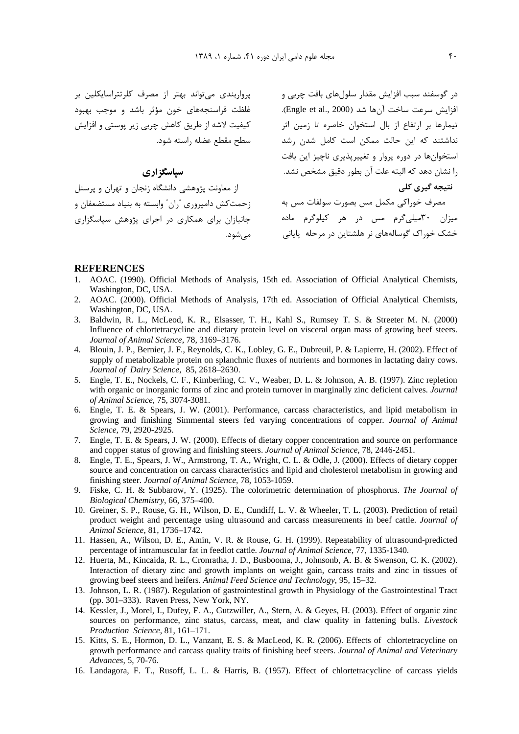در گوسفند سبب افزایش مقدار سلول‌های بافت چربی و افزایش سرعت ساخت آن‌ها شد (Engle et al., 2000). تیمارها بر ارتفاع از بال استخوان خاصره تا زمین اثر نداشتند که این حالت ممکن است کامل شدن رشد استخوان‌ها در دوره پروار و تغییرپذیری ناچیز این بافت را نشان دهد که البته علت آن بطور دقیق مشخص نشد.

**نتیجه گیری کلی**

مصرف خوراکی مکمل مس بصورت سولفات مس به میزان ۳۰میلی‌گرم مس در هر کیلوگرم ماده خشک خوراک گوساله‌های نر هلشتاین در مرحله پایانی پرواربندی می‌تواند بهتر از مصرف کلرتتراسایکلین بر غلظت فراسنجه‌های خون مؤثر باشد و موجب بهبود کیفیت لاشه از طریق کاهش چربی زیر پوستی و افزایش سطح مقطع عضله راسته شود.

## سپاسگزاری

از معاونت پژوهشی دانشگاه زنجان و تهران و پرسنل زحمت‌کش دامپروری "ران" وابسته به بنیاد مستضعفان و جانبازان برای همکاری در اجرای پژوهش سپاسگزاری می‌شود.

## REFERENCES

1. AOAC. (1990). Official Methods of Analysis, 15th ed. Association of Official Analytical Chemists, Washington, DC, USA.
2. AOAC. (2000). Official Methods of Analysis, 17th ed. Association of Official Analytical Chemists, Washington, DC, USA.
3. Baldwin, R. L., McLeod, K. R., Elsasser, T. H., Kahl S., Rumsey T. S. & Streeter M. N. (2000) Influence of chlortetracycline and dietary protein level on visceral organ mass of growing beef steers. *Journal of Animal Science*, 78, 3169–3176.
4. Blouin, J. P., Bernier, J. F., Reynolds, C. K., Lobley, G. E., Dubreuil, P. & Lapierre, H. (2002). Effect of supply of metabolizable protein on splanchnic fluxes of nutrients and hormones in lactating dairy cows. *Journal of Dairy Science*, 85, 2618–2630.
5. Engle, T. E., Nockels, C. F., Kimberling, C. V., Weaber, D. L. & Johnson, A. B. (1997). Zinc repletion with organic or inorganic forms of zinc and protein turnover in marginally zinc deficient calves. *Journal of Animal Science*, 75, 3074-3081.
6. Engle, T. E. & Spears, J. W. (2001). Performance, carcass characteristics, and lipid metabolism in growing and finishing Simmental steers fed varying concentrations of copper. *Journal of Animal Science*, 79, 2920-2925.
7. Engle, T. E. & Spears, J. W. (2000). Effects of dietary copper concentration and source on performance and copper status of growing and finishing steers. *Journal of Animal Science*, 78, 2446-2451.
8. Engle, T. E., Spears, J. W., Armstrong, T. A., Wright, C. L. & Odle, J. (2000). Effects of dietary copper source and concentration on carcass characteristics and lipid and cholesterol metabolism in growing and finishing steer. *Journal of Animal Science*, 78, 1053-1059.
9. Fiske, C. H. & Subbarow, Y. (1925). The colorimetric determination of phosphorus. *The Journal of Biological Chemistry*, 66, 375–400.
10. Greiner, S. P., Rouse, G. H., Wilson, D. E., Cundiff, L. V. & Wheeler, T. L. (2003). Prediction of retail product weight and percentage using ultrasound and carcass measurements in beef cattle. *Journal of Animal Science*, 81, 1736–1742.
11. Hassen, A., Wilson, D. E., Amin, V. R. & Rouse, G. H. (1999). Repeatability of ultrasound-predicted percentage of intramuscular fat in feedlot cattle. *Journal of Animal Science*, 77, 1335-1340.
12. Huerta, M., Kincaida, R. L., Cronratha, J. D., Busbooma, J., Johnsonb, A. B. & Swenson, C. K. (2002). Interaction of dietary zinc and growth implants on weight gain, carcass traits and zinc in tissues of growing beef steers and heifers. *Animal Feed Science and Technology*, 95, 15–32.
13. Johnson, L. R. (1987). Regulation of gastrointestinal growth in Physiology of the Gastrointestinal Tract (pp. 301–333). Raven Press, New York, NY.
14. Kessler, J., Morel, I., Dufey, F. A., Gutzwiller, A., Stern, A. & Geyes, H. (2003). Effect of organic zinc sources on performance, zinc status, carcass, meat, and claw quality in fattening bulls. *Livestock Production Science*, 81, 161–171.
15. Kitts, S. E., Hormon, D. L., Vanzant, E. S. & MacLeod, K. R. (2006). Effects of chlortetracycline on growth performance and carcass quality traits of finishing beef steers. *Journal of Animal and Veterinary Advances*, 5, 70-76.
16. Landagora, F. T., Rusoff, L. L. & Harris, B. (1957). Effect of chlortetracycline of carcass yields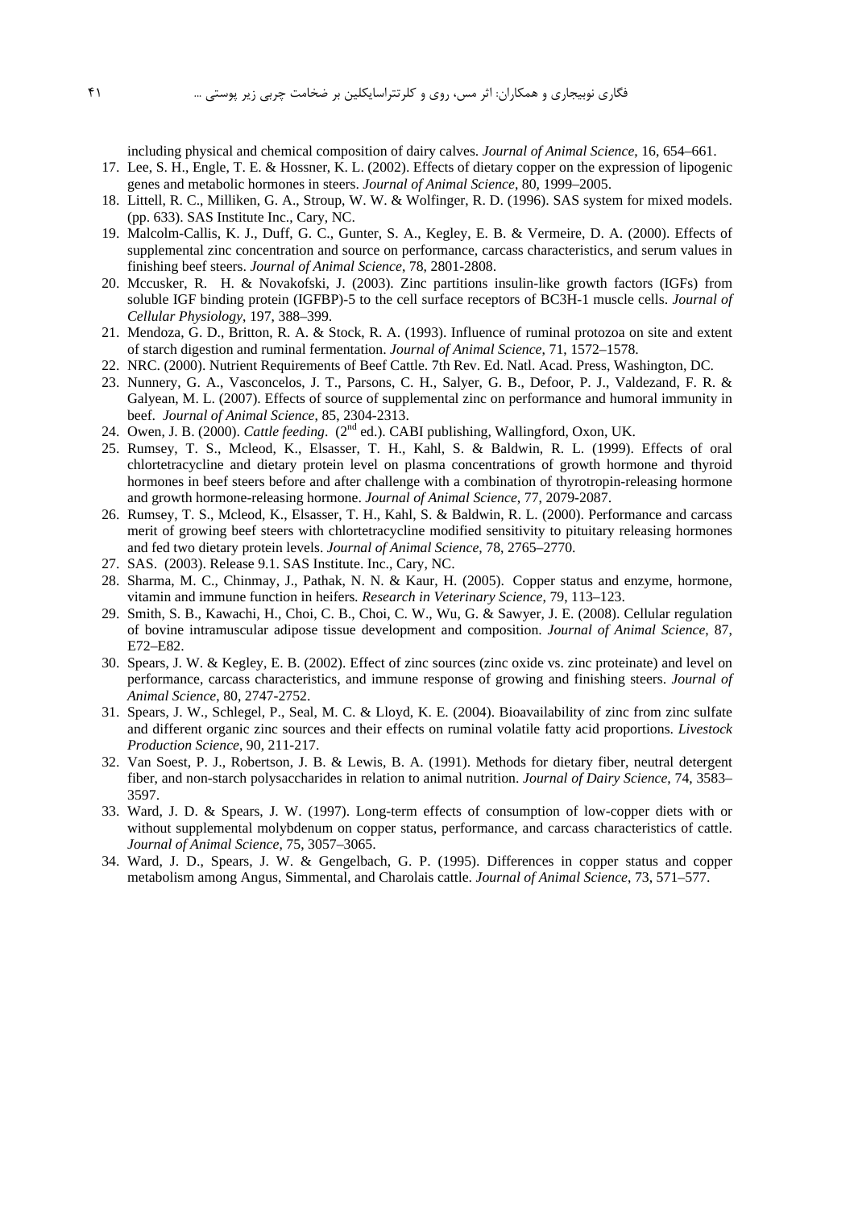including physical and chemical composition of dairy calves. *Journal of Animal Science*, 16, 654–661.

17. Lee, S. H., Engle, T. E. & Hossner, K. L. (2002). Effects of dietary copper on the expression of lipogenic genes and metabolic hormones in steers. *Journal of Animal Science*, 80, 1999–2005.
18. Littell, R. C., Milliken, G. A., Stroup, W. W. & Wolfinger, R. D. (1996). SAS system for mixed models. (pp. 633). SAS Institute Inc., Cary, NC.
19. Malcolm-Callis, K. J., Duff, G. C., Gunter, S. A., Kegley, E. B. & Vermeire, D. A. (2000). Effects of supplemental zinc concentration and source on performance, carcass characteristics, and serum values in finishing beef steers. *Journal of Animal Science*, 78, 2801-2808.
20. Mccusker, R. H. & Novakofski, J. (2003). Zinc partitions insulin-like growth factors (IGFs) from soluble IGF binding protein (IGFBP)-5 to the cell surface receptors of BC3H-1 muscle cells. *Journal of Cellular Physiology*, 197, 388–399.
21. Mendoza, G. D., Britton, R. A. & Stock, R. A. (1993). Influence of ruminal protozoa on site and extent of starch digestion and ruminal fermentation. *Journal of Animal Science*, 71, 1572–1578.
22. NRC. (2000). Nutrient Requirements of Beef Cattle. 7th Rev. Ed. Natl. Acad. Press, Washington, DC.
23. Nunnery, G. A., Vasconcelos, J. T., Parsons, C. H., Salyer, G. B., Defoor, P. J., Valdezand, F. R. & Galyean, M. L. (2007). Effects of source of supplemental zinc on performance and humoral immunity in beef. *Journal of Animal Science*, 85, 2304-2313.
24. Owen, J. B. (2000). *Cattle feeding*. (2nd ed.). CABI publishing, Wallingford, Oxon, UK.
25. Rumsey, T. S., Mcleod, K., Elsasser, T. H., Kahl, S. & Baldwin, R. L. (1999). Effects of oral chlortetracycline and dietary protein level on plasma concentrations of growth hormone and thyroid hormones in beef steers before and after challenge with a combination of thyrotropin-releasing hormone and growth hormone-releasing hormone. *Journal of Animal Science*, 77, 2079-2087.
26. Rumsey, T. S., Mcleod, K., Elsasser, T. H., Kahl, S. & Baldwin, R. L. (2000). Performance and carcass merit of growing beef steers with chlortetracycline modified sensitivity to pituitary releasing hormones and fed two dietary protein levels. *Journal of Animal Science*, 78, 2765–2770.
27. SAS. (2003). Release 9.1. SAS Institute. Inc., Cary, NC.
28. Sharma, M. C., Chinmay, J., Pathak, N. N. & Kaur, H. (2005). Copper status and enzyme, hormone, vitamin and immune function in heifers. *Research in Veterinary Science*, 79, 113–123.
29. Smith, S. B., Kawachi, H., Choi, C. B., Choi, C. W., Wu, G. & Sawyer, J. E. (2008). Cellular regulation of bovine intramuscular adipose tissue development and composition. *Journal of Animal Science*, 87, E72–E82.
30. Spears, J. W. & Kegley, E. B. (2002). Effect of zinc sources (zinc oxide vs. zinc proteinate) and level on performance, carcass characteristics, and immune response of growing and finishing steers. *Journal of Animal Science*, 80, 2747-2752.
31. Spears, J. W., Schlegel, P., Seal, M. C. & Lloyd, K. E. (2004). Bioavailability of zinc from zinc sulfate and different organic zinc sources and their effects on ruminal volatile fatty acid proportions. *Livestock Production Science*, 90, 211-217.
32. Van Soest, P. J., Robertson, J. B. & Lewis, B. A. (1991). Methods for dietary fiber, neutral detergent fiber, and non-starch polysaccharides in relation to animal nutrition. *Journal of Dairy Science*, 74, 3583–3597.
33. Ward, J. D. & Spears, J. W. (1997). Long-term effects of consumption of low-copper diets with or without supplemental molybdenum on copper status, performance, and carcass characteristics of cattle. *Journal of Animal Science*, 75, 3057–3065.
34. Ward, J. D., Spears, J. W. & Gengelbach, G. P. (1995). Differences in copper status and copper metabolism among Angus, Simmental, and Charolais cattle. *Journal of Animal Science*, 73, 571–577.